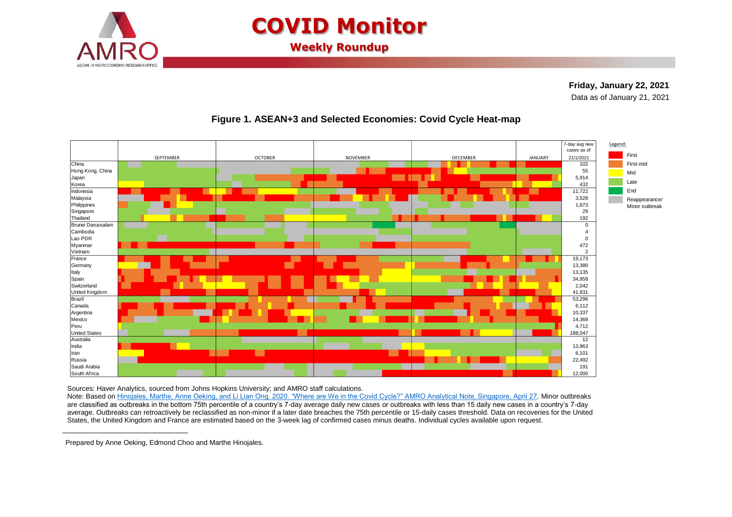# COVID Monitor

## Weekly Roundup

**Friday, January 22, 2021**

Data as of January 21, 2021

### Figure 1. ASEAN+3 and Selected Economies: Covid Cycle Heat-map

| Economy | 7-day avg new cases as of 21/1/2021 |
| --- | --- |
| China | 102 |
| Hong Kong, China | 55 |
| Japan | 5,914 |
| Korea | 432 |
| Indonesia | 11,722 |
| Malaysia | 3,528 |
| Philippines | 1,873 |
| Singapore | 29 |
| Thailand | 192 |
| Brunei Darussalam | 0 |
| Cambodia | 4 |
| Lao PDR | 0 |
| Myanmar | 472 |
| Vietnam | 2 |
| France | 19,173 |
| Germany | 13,380 |
| Italy | 13,135 |
| Spain | 34,958 |
| Switzerland | 2,042 |
| United Kingdom | 41,931 |
| Brazil | 53,296 |
| Canada | 6,112 |
| Argentina | 10,337 |
| Mexico | 14,368 |
| Peru | 4,712 |
| United States | 188,047 |
| Australia | 12 |
| India | 13,963 |
| Iran | 6,101 |
| Russia | 22,492 |
| Saudi Arabia | 191 |
| South Africa | 12,000 |

Heat-map columns: September, October, November, December, January.

Legend: First; First-mid; Mid; Late; End; Reappearance/ Minor outbreak

Sources: Haver Analytics, sourced from Johns Hopkins University; and AMRO staff calculations.

Note: Based on Hinojales, Marthe, Anne Oeking, and Li Lian Ong. 2020. "Where are We in the Covid Cycle?" AMRO Analytical Note, Singapore, April 27. Minor outbreaks are classified as outbreaks in the bottom 75th percentile of a country's 7-day average daily new cases or outbreaks with less than 15 daily new cases in a country's 7-day average. Outbreaks can retroactively be reclassified as non-minor if a later date breaches the 75th percentile or 15-daily cases threshold. Data on recoveries for the United States, the United Kingdom and France are estimated based on the 3-week lag of confirmed cases minus deaths. Individual cycles available upon request.

Prepared by Anne Oeking, Edmond Choo and Marthe Hinojales.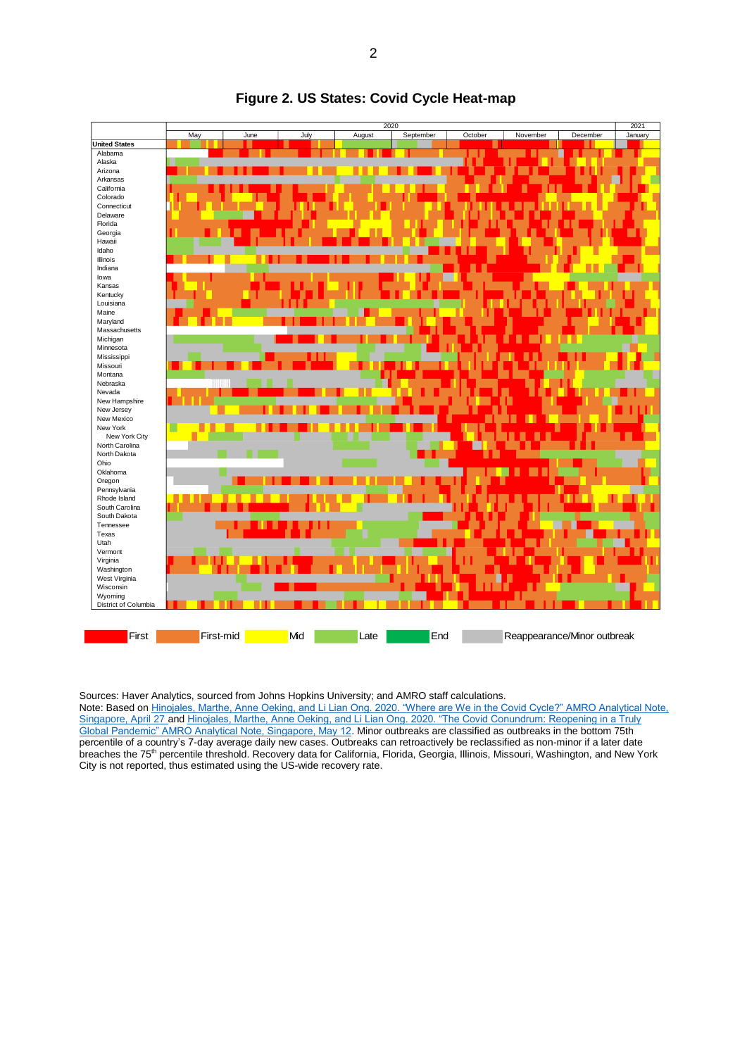# Figure 2. US States: Covid Cycle Heat-map

Sources: Haver Analytics, sourced from Johns Hopkins University; and AMRO staff calculations.
Note: Based on Hinojales, Marthe, Anne Oeking, and Li Lian Ong. 2020. "Where are We in the Covid Cycle?" AMRO Analytical Note, Singapore, April 27 and Hinojales, Marthe, Anne Oeking, and Li Lian Ong. 2020. "The Covid Conundrum: Reopening in a Truly Global Pandemic" AMRO Analytical Note, Singapore, May 12. Minor outbreaks are classified as outbreaks in the bottom 75th percentile of a country's 7-day average daily new cases. Outbreaks can retroactively be reclassified as non-minor if a later date breaches the 75th percentile threshold. Recovery data for California, Florida, Georgia, Illinois, Missouri, Washington, and New York City is not reported, thus estimated using the US-wide recovery rate.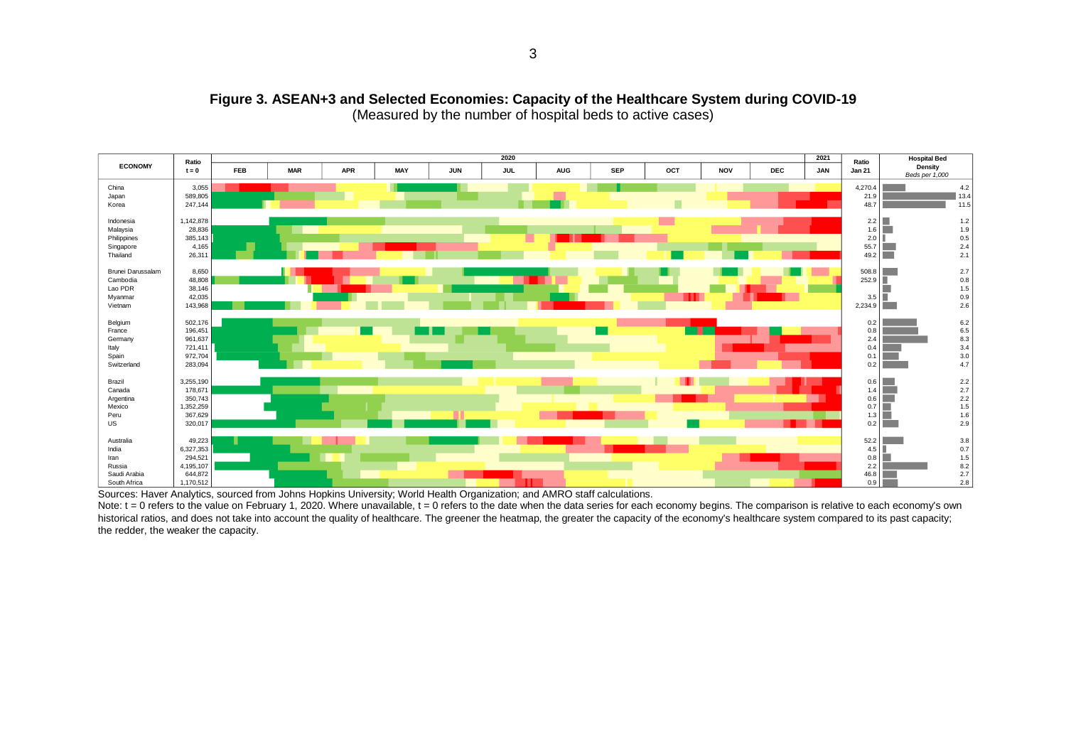**Figure 3. ASEAN+3 and Selected Economies: Capacity of the Healthcare System during COVID-19**
(Measured by the number of hospital beds to active cases)

| ECONOMY | Ratio t = 0 | Ratio Jan 21 | Hospital Bed Density (Beds per 1,000) |
|---|---|---|---|
| China | 3,055 | 4,270.4 | 4.2 |
| Japan | 589,805 | 21.9 | 13.4 |
| Korea | 247,144 | 48.7 | 11.5 |
| Indonesia | 1,142,878 | 2.2 | 1.2 |
| Malaysia | 28,836 | 1.6 | 1.9 |
| Philippines | 385,143 | 2.0 | 0.5 |
| Singapore | 4,165 | 55.7 | 2.4 |
| Thailand | 26,311 | 49.2 | 2.1 |
| Brunei Darussalam | 8,650 | 508.8 | 2.7 |
| Cambodia | 48,808 | 252.9 | 0.8 |
| Lao PDR | 38,146 | | 1.5 |
| Myanmar | 42,035 | 3.5 | 0.9 |
| Vietnam | 143,968 | 2,234.9 | 2.6 |
| Belgium | 502,176 | 0.2 | 6.2 |
| France | 196,451 | 0.8 | 6.5 |
| Germany | 961,637 | 2.4 | 8.3 |
| Italy | 721,411 | 0.4 | 3.4 |
| Spain | 972,704 | 0.1 | 3.0 |
| Switzerland | 283,094 | 0.2 | 4.7 |
| Brazil | 3,255,190 | 0.6 | 2.2 |
| Canada | 178,671 | 1.4 | 2.7 |
| Argentina | 350,743 | 0.6 | 2.2 |
| Mexico | 1,352,259 | 0.7 | 1.5 |
| Peru | 367,629 | 1.3 | 1.6 |
| US | 320,017 | 0.2 | 2.9 |
| Australia | 49,223 | 52.2 | 3.8 |
| India | 6,327,353 | 4.5 | 0.7 |
| Iran | 294,521 | 0.8 | 1.5 |
| Russia | 4,195,107 | 2.2 | 8.2 |
| Saudi Arabia | 644,872 | 46.8 | 2.7 |
| South Africa | 1,170,512 | 0.9 | 2.8 |

(Heatmap columns: 2020 — FEB, MAR, APR, MAY, JUN, JUL, AUG, SEP, OCT, NOV, DEC; 2021 — JAN)

Sources: Haver Analytics, sourced from Johns Hopkins University; World Health Organization; and AMRO staff calculations.

Note: t = 0 refers to the value on February 1, 2020. Where unavailable, t = 0 refers to the date when the data series for each economy begins. The comparison is relative to each economy's own historical ratios, and does not take into account the quality of healthcare. The greener the heatmap, the greater the capacity of the economy's healthcare system compared to its past capacity; the redder, the weaker the capacity.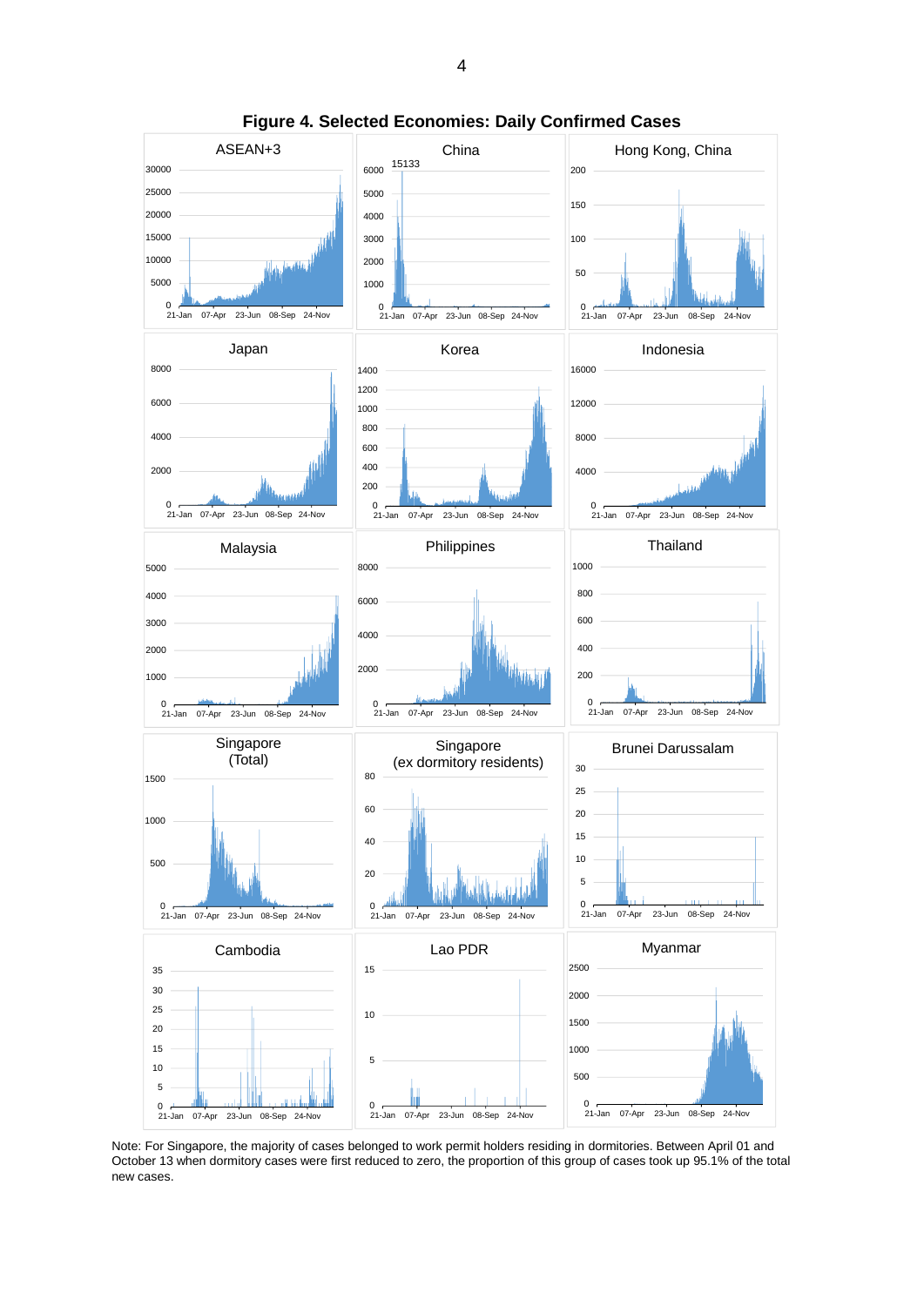**Figure 4. Selected Economies: Daily Confirmed Cases**

Note: For Singapore, the majority of cases belonged to work permit holders residing in dormitories. Between April 01 and October 13 when dormitory cases were first reduced to zero, the proportion of this group of cases took up 95.1% of the total new cases.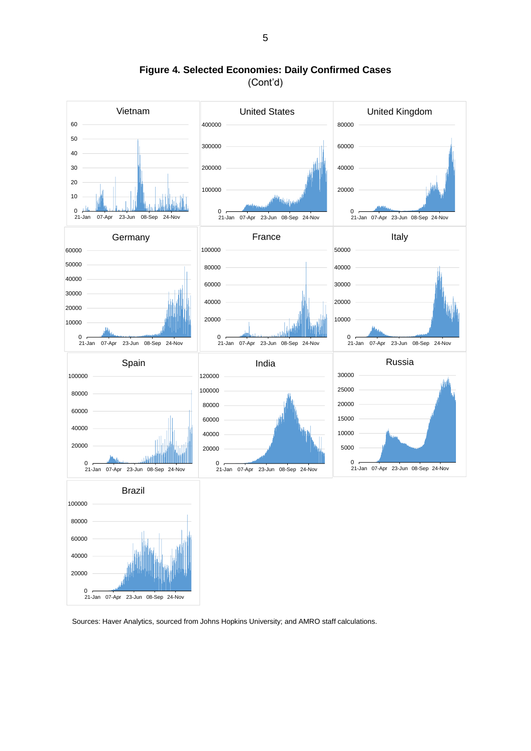**Figure 4. Selected Economies: Daily Confirmed Cases**
(Cont'd)

Sources: Haver Analytics, sourced from Johns Hopkins University; and AMRO staff calculations.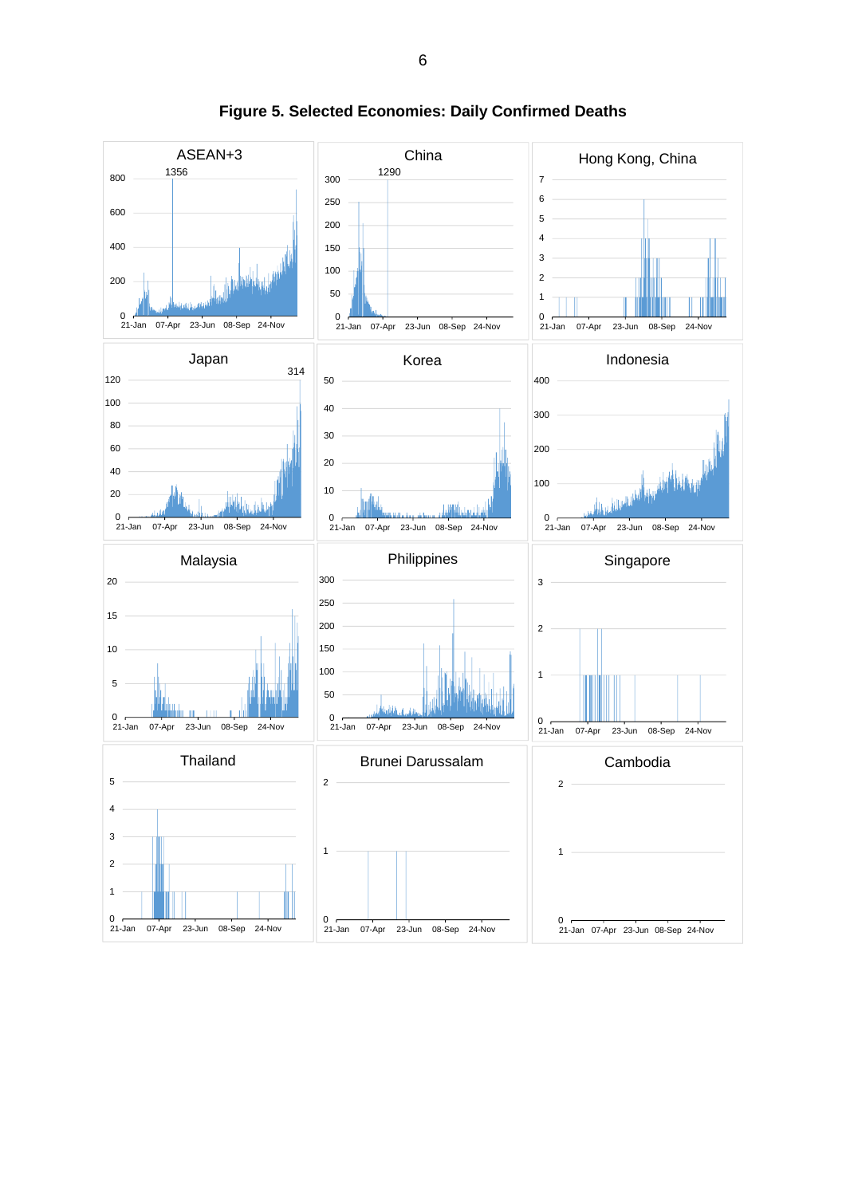**Figure 5. Selected Economies: Daily Confirmed Deaths**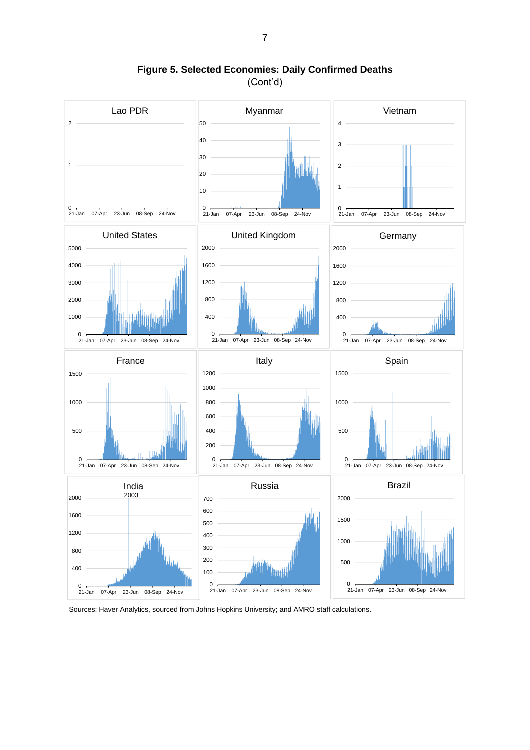**Figure 5. Selected Economies: Daily Confirmed Deaths**
(Cont'd)

Sources: Haver Analytics, sourced from Johns Hopkins University; and AMRO staff calculations.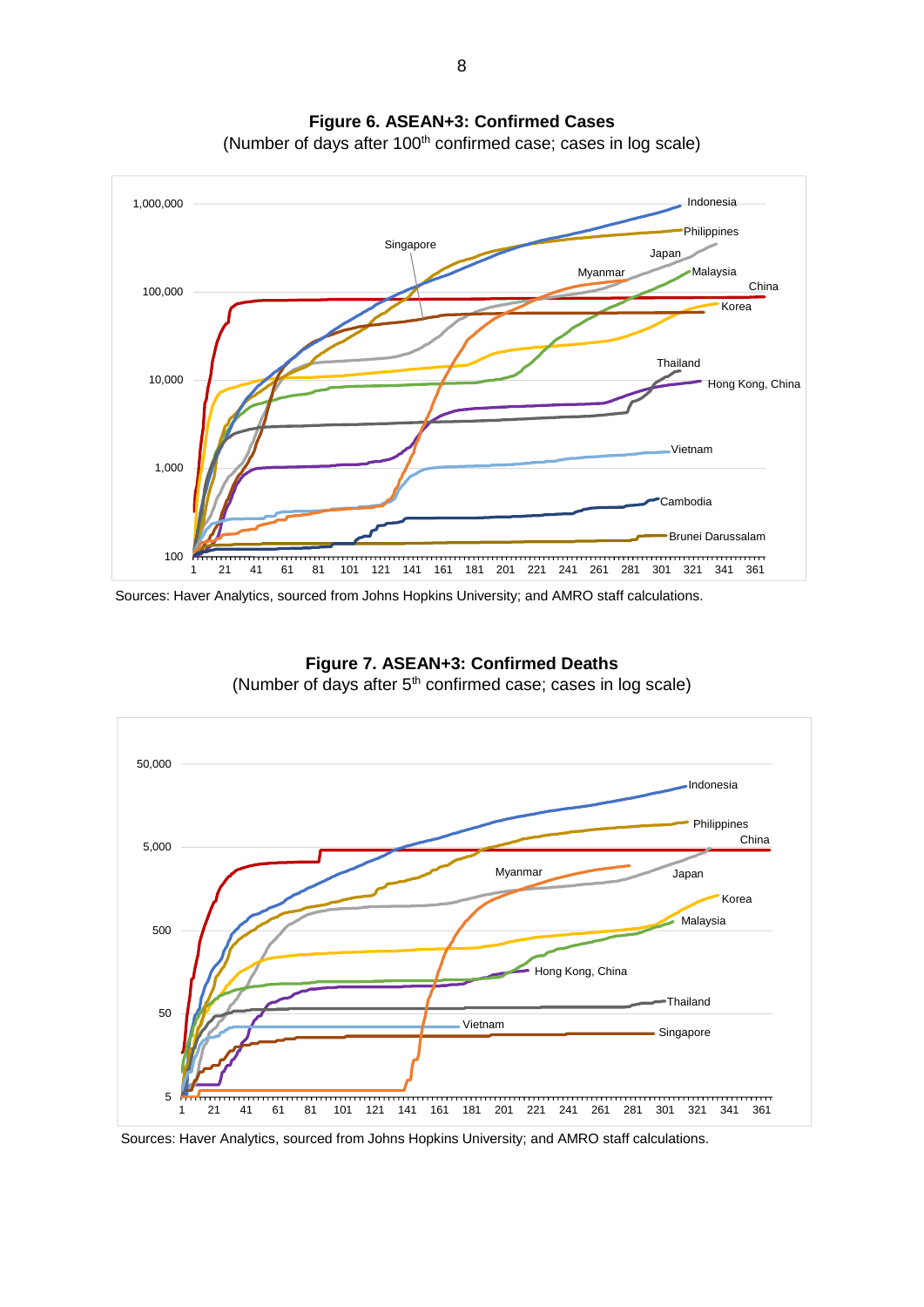**Figure 6. ASEAN+3: Confirmed Cases**
(Number of days after 100th confirmed case; cases in log scale)

Sources: Haver Analytics, sourced from Johns Hopkins University; and AMRO staff calculations.

**Figure 7. ASEAN+3: Confirmed Deaths**
(Number of days after 5th confirmed case; cases in log scale)

Sources: Haver Analytics, sourced from Johns Hopkins University; and AMRO staff calculations.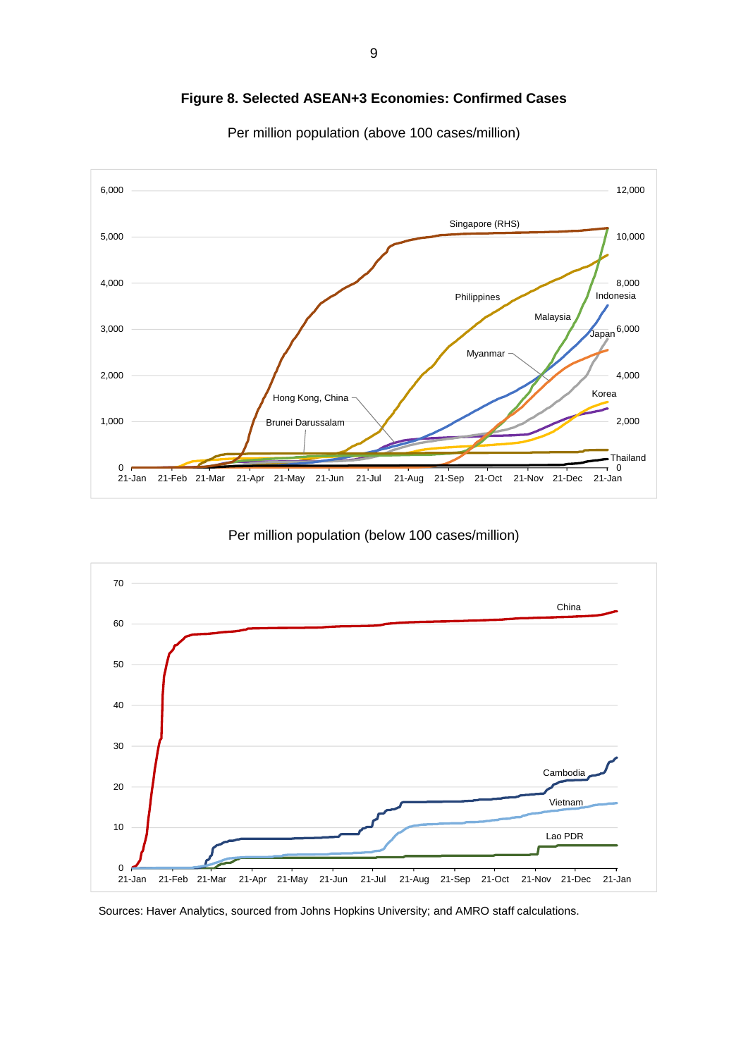**Figure 8. Selected ASEAN+3 Economies: Confirmed Cases**

Per million population (above 100 cases/million)

Per million population (below 100 cases/million)

Sources: Haver Analytics, sourced from Johns Hopkins University; and AMRO staff calculations.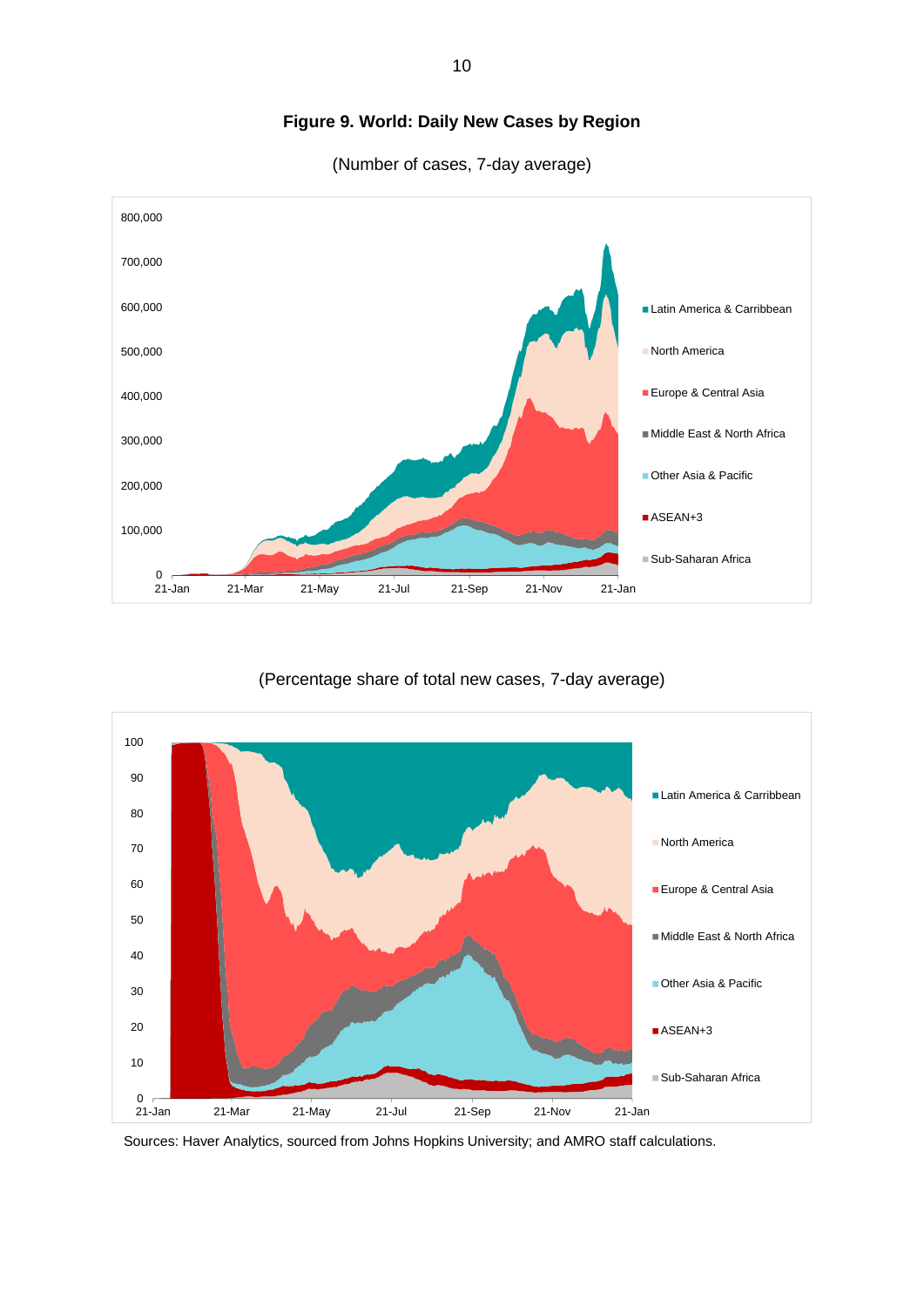**Figure 9. World: Daily New Cases by Region**

(Number of cases, 7-day average)

(Percentage share of total new cases, 7-day average)

Sources: Haver Analytics, sourced from Johns Hopkins University; and AMRO staff calculations.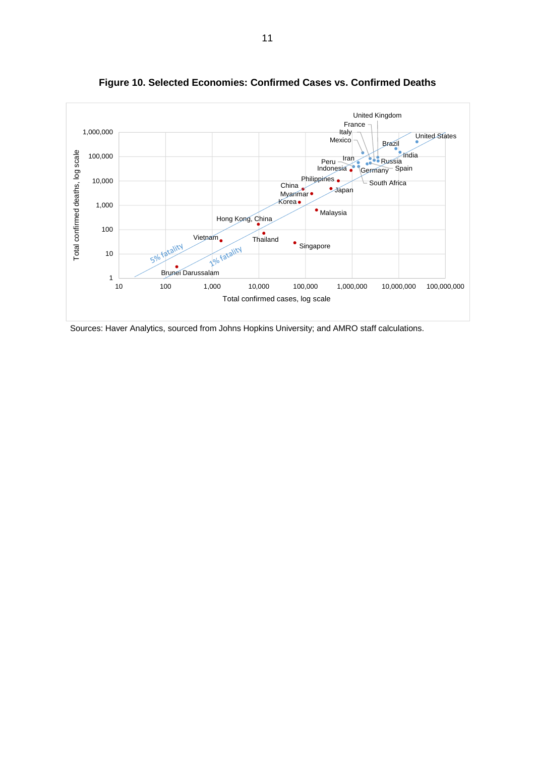**Figure 10. Selected Economies: Confirmed Cases vs. Confirmed Deaths**

Total confirmed deaths, log scale

1,000,000
100,000
10,000
1,000
100
10
1

Total confirmed cases, log scale

10
100
1,000
10,000
100,000
1,000,000
10,000,000
100,000,000

United Kingdom
France
Italy
Mexico
United States
Brazil
India
Iran
Peru
Russia
Indonesia
Spain
Germany
Philippines
South Africa
China
Japan
Myanmar
Korea
Malaysia
Hong Kong, China
Vietnam
Thailand
Singapore
Brunei Darussalam
5% fatality
1% fatality

Sources: Haver Analytics, sourced from Johns Hopkins University; and AMRO staff calculations.